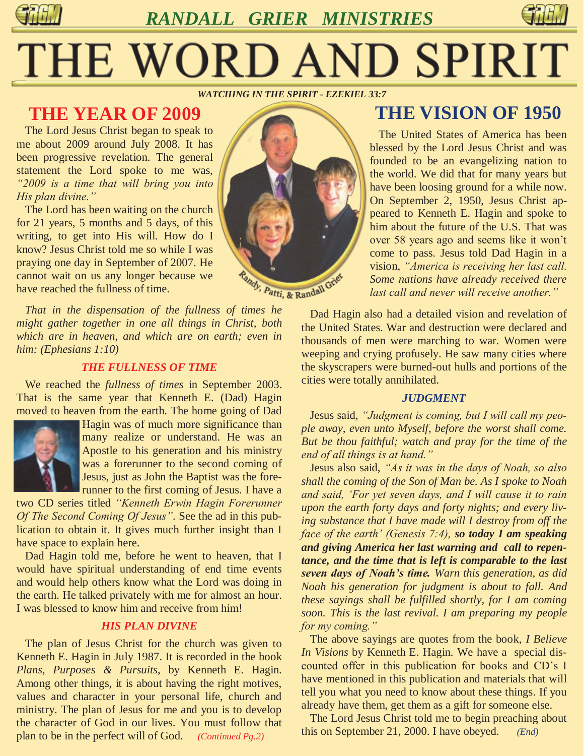# RANDALL GRIER MINISTRIES

# THE WORD AND SPIRIT

*WATCHING IN THE SPIRIT - EZEKIEL 33:7*

## THE YEAR OF 2009

The Lord Jesus Christ began to speak to me about 2009 around July 2008. It has been progressive revelation. The general statement the Lord spoke to me was, *"2009 is a time that will bring you into His plan divine."*

The Lord has been waiting on the church for 21 years, 5 months and 5 days, of this writing, to get into His will. How do I know? Jesus Christ told me so while I was praying one day in September of 2007. He cannot wait on us any longer because we have reached the fullness of time.

Randy, Patti, & Randall Grier

*That in the dispensation of the fullness of times he might gather together in one all things in Christ, both which are in heaven, and which are on earth; even in him: (Ephesians 1:10)*

### THE FULLNESS OF TIME

We reached the *fullness of times* in September 2003. That is the same year that Kenneth E. (Dad) Hagin moved to heaven from the earth. The home going of Dad Hagin was of much more significance than many realize or understand. He was an Apostle to his generation and his ministry was a forerunner to the second coming of Jesus, just as John the Baptist was the forerunner to the first coming of Jesus. I have a two CD series titled *"Kenneth Erwin Hagin Forerunner Of The Second Coming Of Jesus"*. See the ad in this publication to obtain it. It gives much further insight than I have space to explain here.

Dad Hagin told me, before he went to heaven, that I would have spiritual understanding of end time events and would help others know what the Lord was doing in the earth. He talked privately with me for almost an hour. I was blessed to know him and receive from him!

### HIS PLAN DIVINE

The plan of Jesus Christ for the church was given to Kenneth E. Hagin in July 1987. It is recorded in the book *Plans, Purposes & Pursuits*, by Kenneth E. Hagin. Among other things, it is about having the right motives, values and character in your personal life, church and ministry. The plan of Jesus for me and you is to develop the character of God in our lives. You must follow that plan to be in the perfect will of God. *(Continued Pg.2)*

## THE VISION OF 1950

The United States of America has been blessed by the Lord Jesus Christ and was founded to be an evangelizing nation to the world. We did that for many years but have been loosing ground for a while now. On September 2, 1950, Jesus Christ appeared to Kenneth E. Hagin and spoke to him about the future of the U.S. That was over 58 years ago and seems like it won't come to pass. Jesus told Dad Hagin in a vision, *"America is receiving her last call. Some nations have already received there last call and never will receive another."*

Dad Hagin also had a detailed vision and revelation of the United States. War and destruction were declared and thousands of men were marching to war. Women were weeping and crying profusely. He saw many cities where the skyscrapers were burned-out hulls and portions of the cities were totally annihilated.

### JUDGMENT

Jesus said, *"Judgment is coming, but I will call my people away, even unto Myself, before the worst shall come. But be thou faithful; watch and pray for the time of the end of all things is at hand."*

Jesus also said, *"As it was in the days of Noah, so also shall the coming of the Son of Man be. As I spoke to Noah and said, 'For yet seven days, and I will cause it to rain upon the earth forty days and forty nights; and every living substance that I have made will I destroy from off the face of the earth' (Genesis 7:4),* ***so today I am speaking and giving America her last warning and call to repentance, and the time that is left is comparable to the last seven days of Noah's time.*** *Warn this generation, as did Noah his generation for judgment is about to fall. And these sayings shall be fulfilled shortly, for I am coming soon. This is the last revival. I am preparing my people for my coming."*

The above sayings are quotes from the book, *I Believe In Visions* by Kenneth E. Hagin. We have a special discounted offer in this publication for books and CD's I have mentioned in this publication and materials that will tell you what you need to know about these things. If you already have them, get them as a gift for someone else.

The Lord Jesus Christ told me to begin preaching about this on September 21, 2000. I have obeyed. *(End)*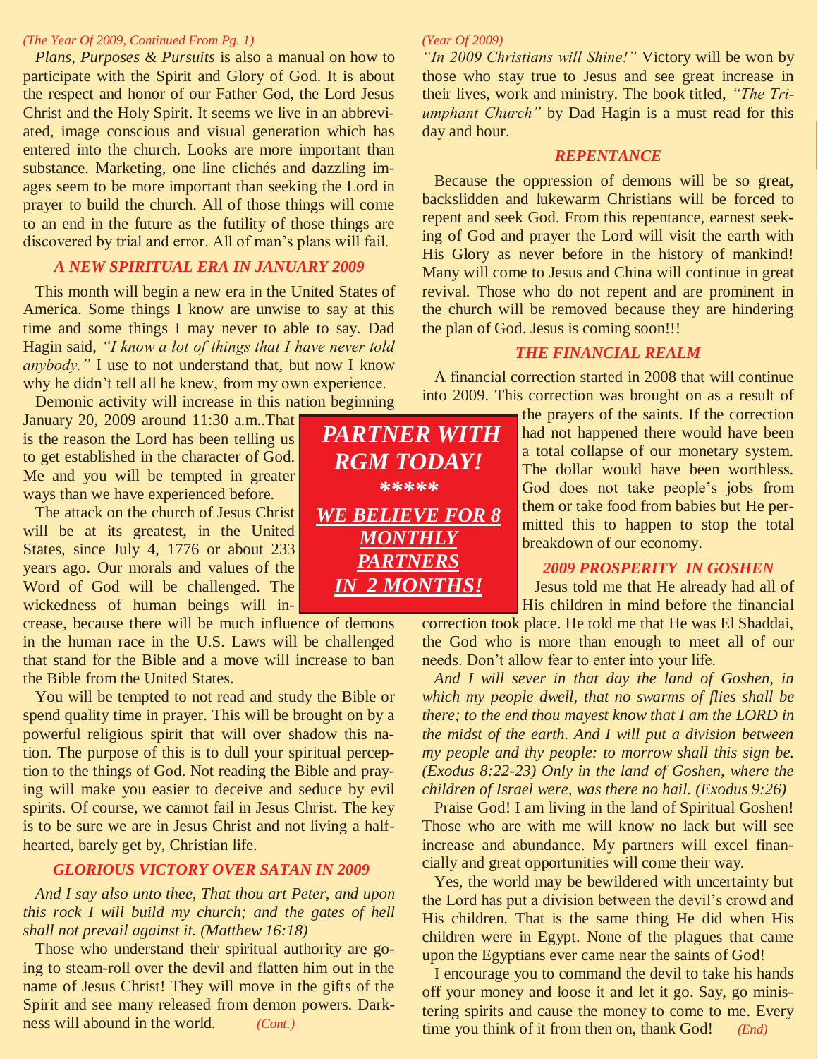*(The Year Of 2009, Continued From Pg. 1)*

*Plans, Purposes & Pursuits* is also a manual on how to participate with the Spirit and Glory of God. It is about the respect and honor of our Father God, the Lord Jesus Christ and the Holy Spirit. It seems we live in an abbreviated, image conscious and visual generation which has entered into the church. Looks are more important than substance. Marketing, one line clichés and dazzling images seem to be more important than seeking the Lord in prayer to build the church. All of those things will come to an end in the future as the futility of those things are discovered by trial and error. All of man's plans will fail.

### *A NEW SPIRITUAL ERA IN JANUARY 2009*

This month will begin a new era in the United States of America. Some things I know are unwise to say at this time and some things I may never to able to say. Dad Hagin said, *"I know a lot of things that I have never told anybody."* I use to not understand that, but now I know why he didn't tell all he knew, from my own experience.

Demonic activity will increase in this nation beginning January 20, 2009 around 11:30 a.m..That is the reason the Lord has been telling us to get established in the character of God. Me and you will be tempted in greater ways than we have experienced before.

The attack on the church of Jesus Christ will be at its greatest, in the United States, since July 4, 1776 or about 233 years ago. Our morals and values of the Word of God will be challenged. The wickedness of human beings will increase, because there will be much influence of demons in the human race in the U.S. Laws will be challenged that stand for the Bible and a move will increase to ban the Bible from the United States.

You will be tempted to not read and study the Bible or spend quality time in prayer. This will be brought on by a powerful religious spirit that will over shadow this nation. The purpose of this is to dull your spiritual perception to the things of God. Not reading the Bible and praying will make you easier to deceive and seduce by evil spirits. Of course, we cannot fail in Jesus Christ. The key is to be sure we are in Jesus Christ and not living a half-hearted, barely get by, Christian life.

### *GLORIOUS VICTORY OVER SATAN IN 2009*

*And I say also unto thee, That thou art Peter, and upon this rock I will build my church; and the gates of hell shall not prevail against it. (Matthew 16:18)*

Those who understand their spiritual authority are going to steam-roll over the devil and flatten him out in the name of Jesus Christ! They will move in the gifts of the Spirit and see many released from demon powers. Darkness will abound in the world. *(Cont.)*

**PARTNER WITH RGM TODAY!**

**\*\*\*\*\***

**WE BELIEVE FOR 8 MONTHLY PARTNERS IN 2 MONTHS!**

*(Year Of 2009)*

*"In 2009 Christians will Shine!"* Victory will be won by those who stay true to Jesus and see great increase in their lives, work and ministry. The book titled, *"The Triumphant Church"* by Dad Hagin is a must read for this day and hour.

### *REPENTANCE*

Because the oppression of demons will be so great, backslidden and lukewarm Christians will be forced to repent and seek God. From this repentance, earnest seeking of God and prayer the Lord will visit the earth with His Glory as never before in the history of mankind! Many will come to Jesus and China will continue in great revival. Those who do not repent and are prominent in the church will be removed because they are hindering the plan of God. Jesus is coming soon!!!

### *THE FINANCIAL REALM*

A financial correction started in 2008 that will continue into 2009. This correction was brought on as a result of the prayers of the saints. If the correction had not happened there would have been a total collapse of our monetary system. The dollar would have been worthless. God does not take people's jobs from them or take food from babies but He permitted this to happen to stop the total breakdown of our economy.

### *2009 PROSPERITY IN GOSHEN*

Jesus told me that He already had all of His children in mind before the financial correction took place. He told me that He was El Shaddai, the God who is more than enough to meet all of our needs. Don't allow fear to enter into your life.

*And I will sever in that day the land of Goshen, in which my people dwell, that no swarms of flies shall be there; to the end thou mayest know that I am the LORD in the midst of the earth. And I will put a division between my people and thy people: to morrow shall this sign be. (Exodus 8:22-23) Only in the land of Goshen, where the children of Israel were, was there no hail. (Exodus 9:26)*

Praise God! I am living in the land of Spiritual Goshen! Those who are with me will know no lack but will see increase and abundance. My partners will excel financially and great opportunities will come their way.

Yes, the world may be bewildered with uncertainty but the Lord has put a division between the devil's crowd and His children. That is the same thing He did when His children were in Egypt. None of the plagues that came upon the Egyptians ever came near the saints of God!

I encourage you to command the devil to take his hands off your money and loose it and let it go. Say, go ministering spirits and cause the money to come to me. Every time you think of it from then on, thank God! *(End)*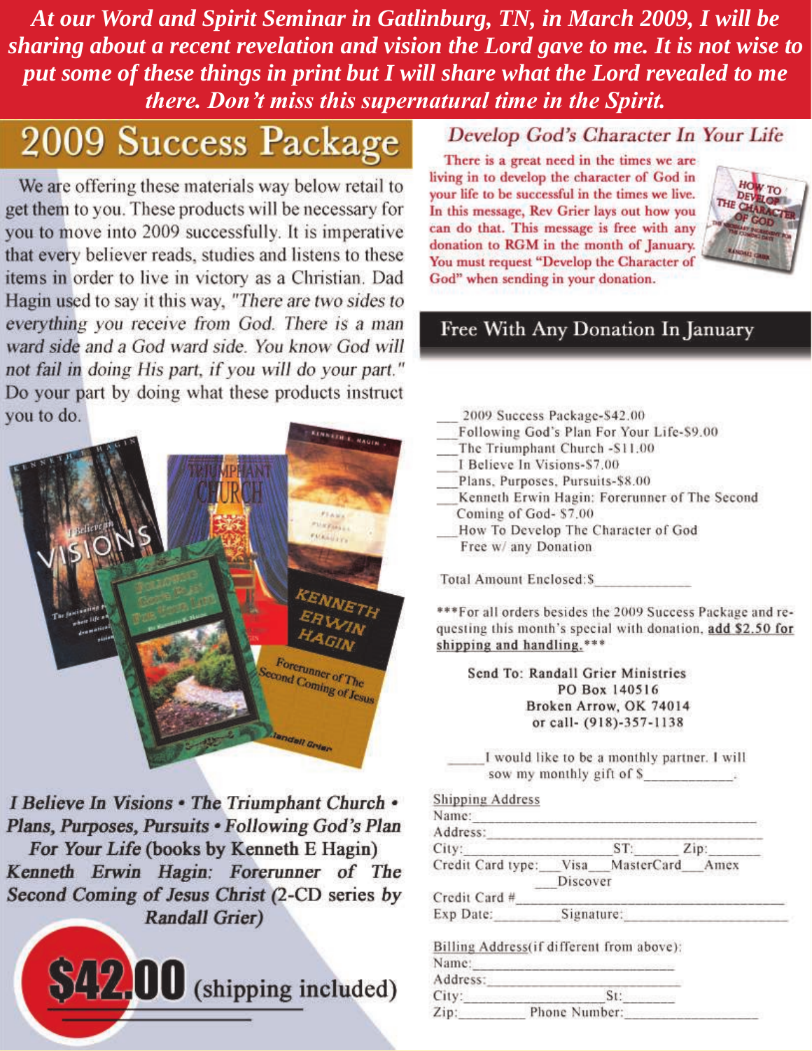***At our Word and Spirit Seminar in Gatlinburg, TN, in March 2009, I will be sharing about a recent revelation and vision the Lord gave to me. It is not wise to put some of these things in print but I will share what the Lord revealed to me there. Don't miss this supernatural time in the Spirit.***

# 2009 Success Package

We are offering these materials way below retail to get them to you. These products will be necessary for you to move into 2009 successfully. It is imperative that every believer reads, studies and listens to these items in order to live in victory as a Christian. Dad Hagin used to say it this way, *"There are two sides to everything you receive from God. There is a man ward side and a God ward side. You know God will not fail in doing His part, if you will do your part."* Do your part by doing what these products instruct you to do.

***I Believe In Visions • The Triumphant Church • Plans, Purposes, Pursuits • Following God's Plan For Your Life*** **(books by Kenneth E Hagin)**
***Kenneth Erwin Hagin: Forerunner of The Second Coming of Jesus Christ*** **(2-CD series by Randall Grier)**

**$42.00** (shipping included)

## *Develop God's Character In Your Life*

There is a great need in the times we are living in to develop the character of God in your life to be successful in the times we live. In this message, Rev Grier lays out how you can do that. This message is free with any donation to RGM in the month of January. You must request "Develop the Character of God" when sending in your donation.

## Free With Any Donation In January

___ 2009 Success Package-$42.00
___ Following God's Plan For Your Life-$9.00
___ The Triumphant Church -$11.00
___ I Believe In Visions-$7.00
___ Plans, Purposes, Pursuits-$8.00
___ Kenneth Erwin Hagin: Forerunner of The Second Coming of God- $7.00
___ How To Develop The Character of God Free w/ any Donation

Total Amount Enclosed:$____________

***For all orders besides the 2009 Success Package and requesting this month's special with donation, <u>add $2.50 for shipping and handling.</u>***

**Send To: Randall Grier Ministries**
**PO Box 140516**
**Broken Arrow, OK 74014**
**or call- (918)-357-1138**

_____I would like to be a monthly partner. I will sow my monthly gift of $___________.

<u>Shipping Address</u>
Name:______________________________
Address:____________________________
City:______________ ST:_____ Zip:______
Credit Card type:___Visa___MasterCard___Amex ___Discover
Credit Card #:______________________
Exp Date:________ Signature:__________________

<u>Billing Address</u>(if different from above):
Name:______________________
Address:____________________
City:________________ St:_______
Zip:________ Phone Number:________________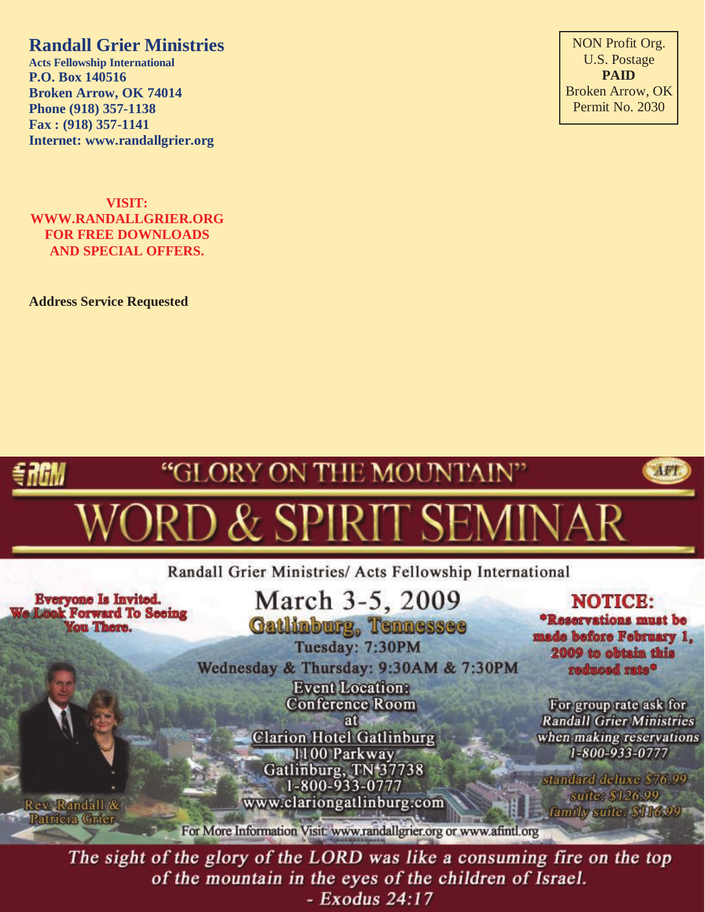## Randall Grier Ministries

**Acts Fellowship International**
**P.O. Box 140516**
**Broken Arrow, OK 74014**
**Phone (918) 357-1138**
**Fax : (918) 357-1141**
**Internet: www.randallgrier.org**

NON Profit Org.
U.S. Postage
**PAID**
Broken Arrow, OK
Permit No. 2030

**VISIT:**
**WWW.RANDALLGRIER.ORG**
**FOR FREE DOWNLOADS**
**AND SPECIAL OFFERS.**

**Address Service Requested**

RGM

# "GLORY ON THE MOUNTAIN"

AFI

# WORD & SPIRIT SEMINAR

Randall Grier Ministries/ Acts Fellowship International

**Everyone Is Invited. We Look Forward To Seeing You There.**

## March 3-5, 2009
### Gatlinburg, Tennessee

Tuesday: 7:30PM
Wednesday & Thursday: 9:30AM & 7:30PM

Event Location:
Conference Room
at
Clarion Hotel Gatlinburg
1100 Parkway
Gatlinburg, TN 37738
1-800-933-0777
www.clariongatlinburg.com

Rev. Randall & Patricia Grier

## NOTICE:

**\*Reservations must be made before February 1, 2009 to obtain this reduced rate\***

For group rate ask for *Randall Grier Ministries* when making reservations 1-800-933-0777

*standard deluxe $76.99*
*suite: $126.99*
*family suite: $116.99*

For More Information Visit: www.randallgrier.org or www.afintl.org

*The sight of the glory of the LORD was like a consuming fire on the top of the mountain in the eyes of the children of Israel.*
*- Exodus 24:17*